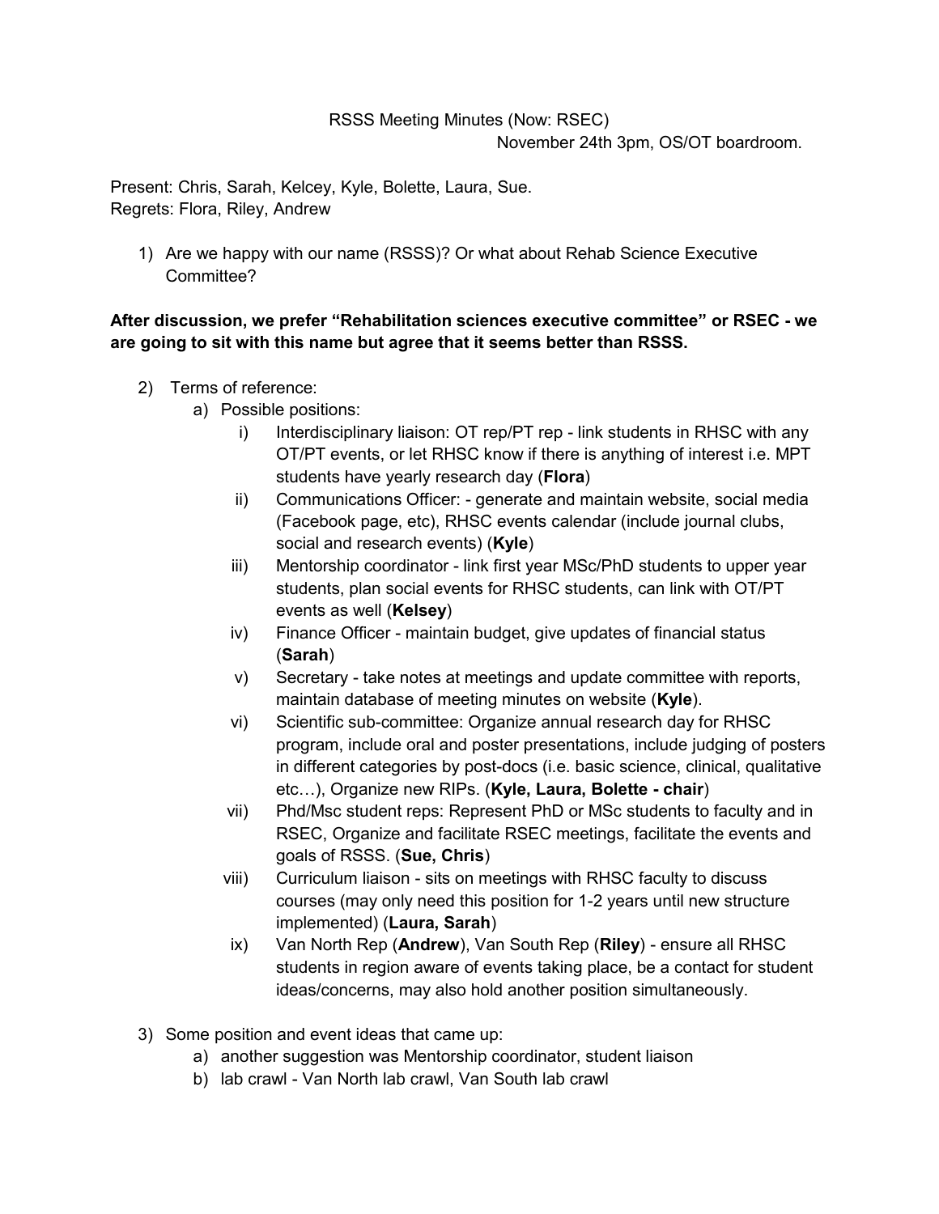RSSS Meeting Minutes (Now: RSEC)

November 24th 3pm, OS/OT boardroom.

Present: Chris, Sarah, Kelcey, Kyle, Bolette, Laura, Sue.
Regrets: Flora, Riley, Andrew

1) Are we happy with our name (RSSS)? Or what about Rehab Science Executive Committee?

**After discussion, we prefer "Rehabilitation sciences executive committee" or RSEC - we are going to sit with this name but agree that it seems better than RSSS.**

2) Terms of reference:
   a) Possible positions:
      i) Interdisciplinary liaison: OT rep/PT rep - link students in RHSC with any OT/PT events, or let RHSC know if there is anything of interest i.e. MPT students have yearly research day (**Flora**)
      ii) Communications Officer: - generate and maintain website, social media (Facebook page, etc), RHSC events calendar (include journal clubs, social and research events) (**Kyle**)
      iii) Mentorship coordinator - link first year MSc/PhD students to upper year students, plan social events for RHSC students, can link with OT/PT events as well (**Kelsey**)
      iv) Finance Officer - maintain budget, give updates of financial status (**Sarah**)
      v) Secretary - take notes at meetings and update committee with reports, maintain database of meeting minutes on website (**Kyle**).
      vi) Scientific sub-committee: Organize annual research day for RHSC program, include oral and poster presentations, include judging of posters in different categories by post-docs (i.e. basic science, clinical, qualitative etc…), Organize new RIPs. (**Kyle, Laura, Bolette - chair**)
      vii) Phd/Msc student reps: Represent PhD or MSc students to faculty and in RSEC, Organize and facilitate RSEC meetings, facilitate the events and goals of RSSS. (**Sue, Chris**)
      viii) Curriculum liaison - sits on meetings with RHSC faculty to discuss courses (may only need this position for 1-2 years until new structure implemented) (**Laura, Sarah**)
      ix) Van North Rep (**Andrew**), Van South Rep (**Riley**) - ensure all RHSC students in region aware of events taking place, be a contact for student ideas/concerns, may also hold another position simultaneously.

3) Some position and event ideas that came up:
   a) another suggestion was Mentorship coordinator, student liaison
   b) lab crawl - Van North lab crawl, Van South lab crawl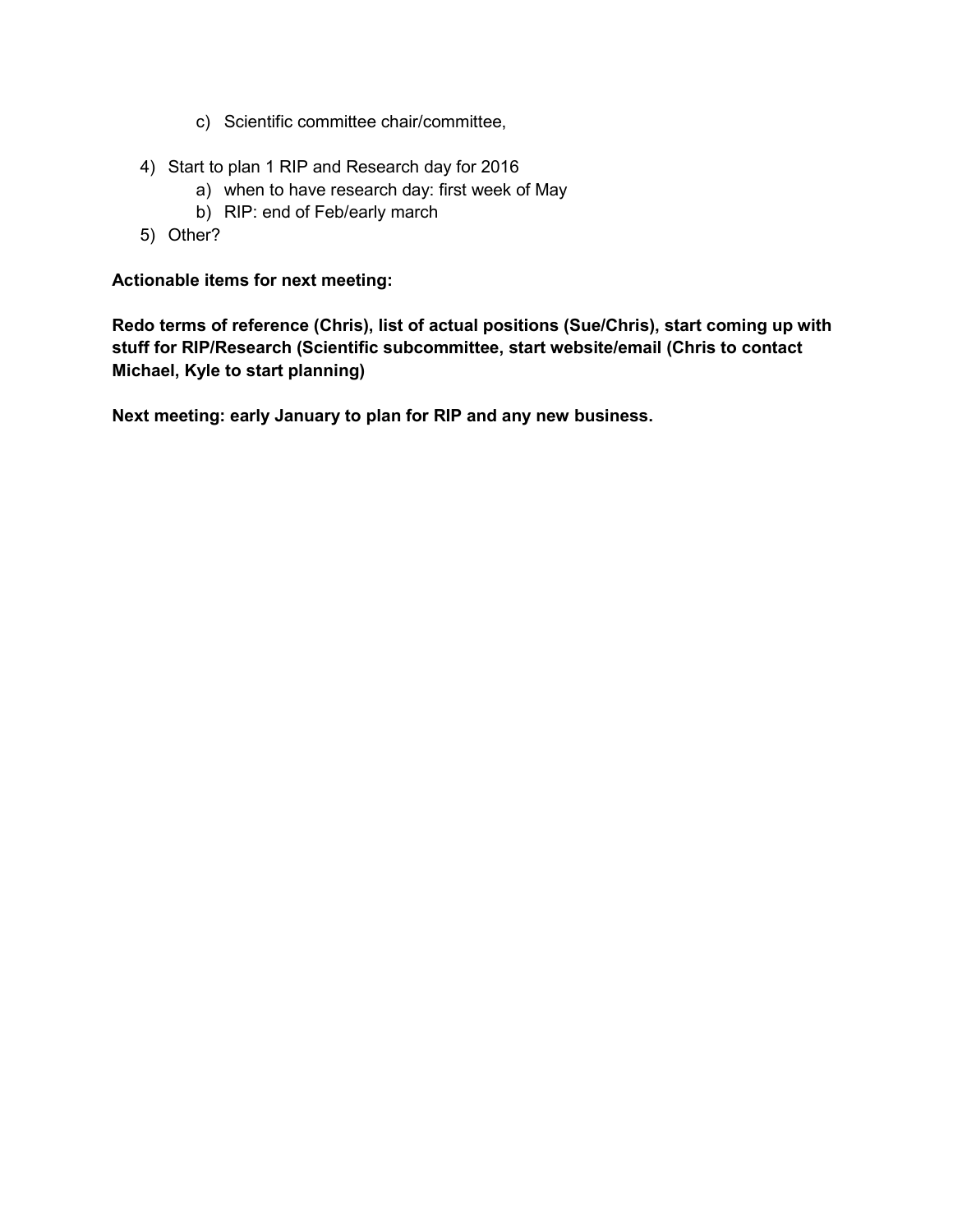c) Scientific committee chair/committee,

4) Start to plan 1 RIP and Research day for 2016
    a) when to have research day: first week of May
    b) RIP: end of Feb/early march
5) Other?

**Actionable items for next meeting:**

**Redo terms of reference (Chris), list of actual positions (Sue/Chris), start coming up with stuff for RIP/Research (Scientific subcommittee, start website/email (Chris to contact Michael, Kyle to start planning)**

**Next meeting: early January to plan for RIP and any new business.**